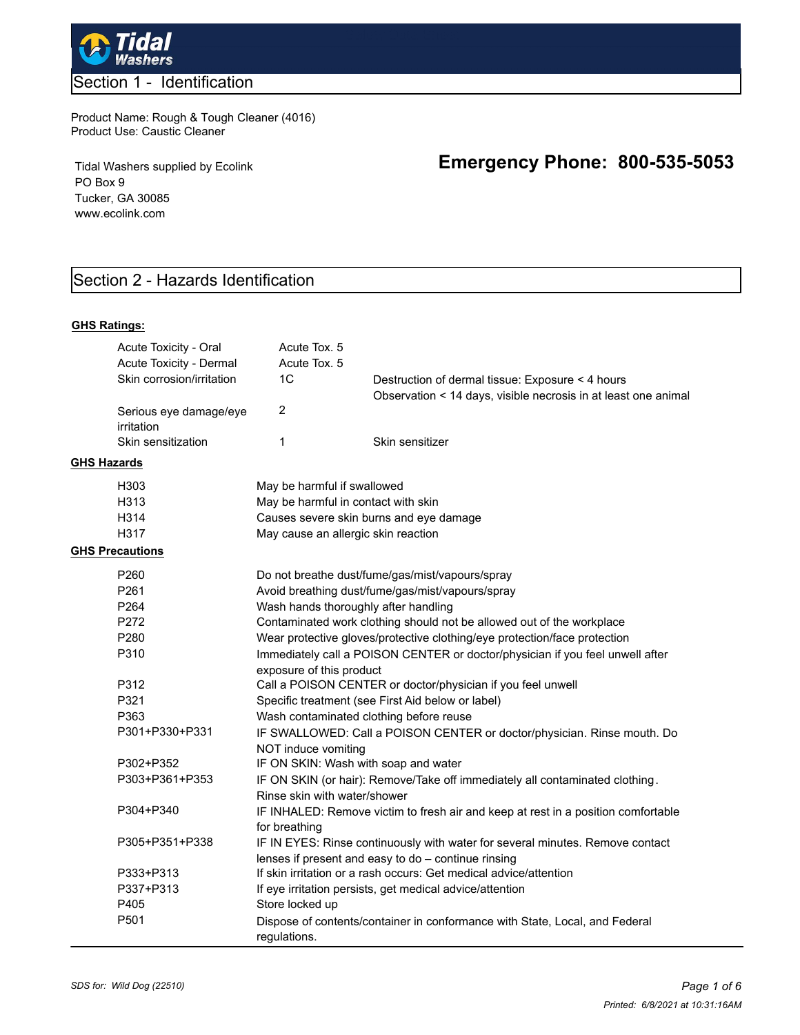Tidal Washers

## Section 1 - Identification

Product Name: Rough & Tough Cleaner (4016)
Product Use: Caustic Cleaner

Tidal Washers supplied by Ecolink
PO Box 9
Tucker, GA 30085
www.ecolink.com

**Emergency Phone: 800-535-5053**

## Section 2 - Hazards Identification

**GHS Ratings:**

| | | |
|---|---|---|
| Acute Toxicity - Oral | Acute Tox. 5 | |
| Acute Toxicity - Dermal | Acute Tox. 5 | |
| Skin corrosion/irritation | 1C | Destruction of dermal tissue: Exposure < 4 hours Observation < 14 days, visible necrosis in at least one animal |
| Serious eye damage/eye irritation | 2 | |
| Skin sensitization | 1 | Skin sensitizer |

**GHS Hazards**

| | |
|---|---|
| H303 | May be harmful if swallowed |
| H313 | May be harmful in contact with skin |
| H314 | Causes severe skin burns and eye damage |
| H317 | May cause an allergic skin reaction |

**GHS Precautions**

| | |
|---|---|
| P260 | Do not breathe dust/fume/gas/mist/vapours/spray |
| P261 | Avoid breathing dust/fume/gas/mist/vapours/spray |
| P264 | Wash hands thoroughly after handling |
| P272 | Contaminated work clothing should not be allowed out of the workplace |
| P280 | Wear protective gloves/protective clothing/eye protection/face protection |
| P310 | Immediately call a POISON CENTER or doctor/physician if you feel unwell after exposure of this product |
| P312 | Call a POISON CENTER or doctor/physician if you feel unwell |
| P321 | Specific treatment (see First Aid below or label) |
| P363 | Wash contaminated clothing before reuse |
| P301+P330+P331 | IF SWALLOWED: Call a POISON CENTER or doctor/physician. Rinse mouth. Do NOT induce vomiting |
| P302+P352 | IF ON SKIN: Wash with soap and water |
| P303+P361+P353 | IF ON SKIN (or hair): Remove/Take off immediately all contaminated clothing. Rinse skin with water/shower |
| P304+P340 | IF INHALED: Remove victim to fresh air and keep at rest in a position comfortable for breathing |
| P305+P351+P338 | IF IN EYES: Rinse continuously with water for several minutes. Remove contact lenses if present and easy to do – continue rinsing |
| P333+P313 | If skin irritation or a rash occurs: Get medical advice/attention |
| P337+P313 | If eye irritation persists, get medical advice/attention |
| P405 | Store locked up |
| P501 | Dispose of contents/container in conformance with State, Local, and Federal regulations. |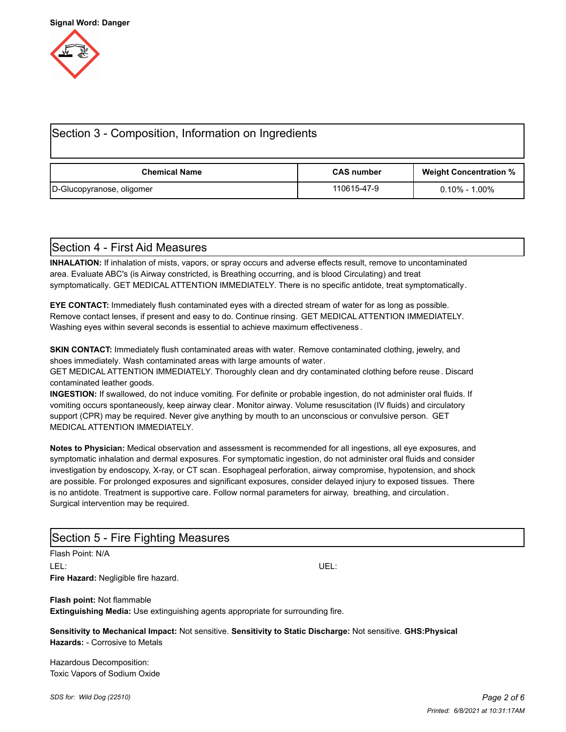**Signal Word: Danger**

## Section 3 - Composition, Information on Ingredients

| Chemical Name | CAS number | Weight Concentration % |
|---|---|---|
| D-Glucopyranose, oligomer | 110615-47-9 | 0.10% - 1.00% |

## Section 4 - First Aid Measures

**INHALATION:** If inhalation of mists, vapors, or spray occurs and adverse effects result, remove to uncontaminated area. Evaluate ABC's (is Airway constricted, is Breathing occurring, and is blood Circulating) and treat symptomatically. GET MEDICAL ATTENTION IMMEDIATELY. There is no specific antidote, treat symptomatically.

**EYE CONTACT:** Immediately flush contaminated eyes with a directed stream of water for as long as possible. Remove contact lenses, if present and easy to do. Continue rinsing. GET MEDICAL ATTENTION IMMEDIATELY. Washing eyes within several seconds is essential to achieve maximum effectiveness.

**SKIN CONTACT:** Immediately flush contaminated areas with water. Remove contaminated clothing, jewelry, and shoes immediately. Wash contaminated areas with large amounts of water.
GET MEDICAL ATTENTION IMMEDIATELY. Thoroughly clean and dry contaminated clothing before reuse. Discard contaminated leather goods.

**INGESTION:** If swallowed, do not induce vomiting. For definite or probable ingestion, do not administer oral fluids. If vomiting occurs spontaneously, keep airway clear. Monitor airway. Volume resuscitation (IV fluids) and circulatory support (CPR) may be required. Never give anything by mouth to an unconscious or convulsive person. GET MEDICAL ATTENTION IMMEDIATELY.

**Notes to Physician:** Medical observation and assessment is recommended for all ingestions, all eye exposures, and symptomatic inhalation and dermal exposures. For symptomatic ingestion, do not administer oral fluids and consider investigation by endoscopy, X-ray, or CT scan. Esophageal perforation, airway compromise, hypotension, and shock are possible. For prolonged exposures and significant exposures, consider delayed injury to exposed tissues. There is no antidote. Treatment is supportive care. Follow normal parameters for airway, breathing, and circulation. Surgical intervention may be required.

## Section 5 - Fire Fighting Measures

Flash Point: N/A

LEL: UEL:

**Fire Hazard:** Negligible fire hazard.

**Flash point:** Not flammable

**Extinguishing Media:** Use extinguishing agents appropriate for surrounding fire.

**Sensitivity to Mechanical Impact:** Not sensitive. **Sensitivity to Static Discharge:** Not sensitive. **GHS:Physical Hazards:** - Corrosive to Metals

Hazardous Decomposition:
Toxic Vapors of Sodium Oxide

*SDS for: Wild Dog (22510)*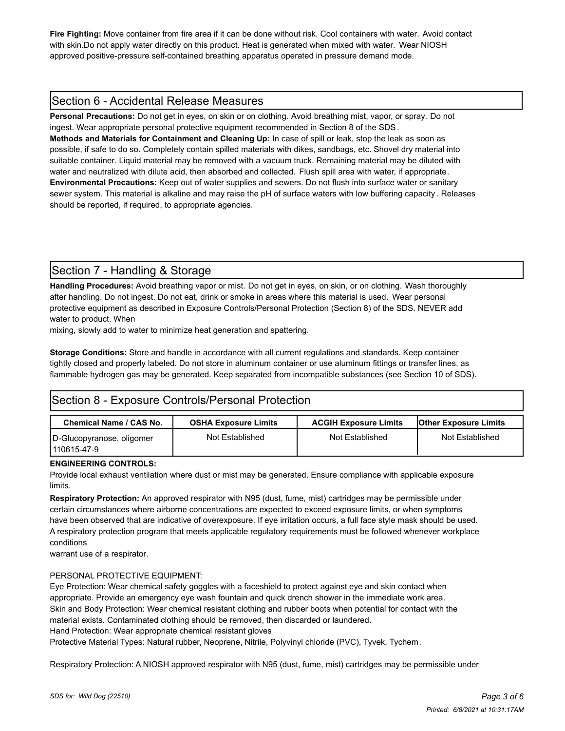**Fire Fighting:** Move container from fire area if it can be done without risk. Cool containers with water. Avoid contact with skin.Do not apply water directly on this product. Heat is generated when mixed with water. Wear NIOSH approved positive-pressure self-contained breathing apparatus operated in pressure demand mode.

## Section 6 - Accidental Release Measures

**Personal Precautions:** Do not get in eyes, on skin or on clothing. Avoid breathing mist, vapor, or spray. Do not ingest. Wear appropriate personal protective equipment recommended in Section 8 of the SDS.

**Methods and Materials for Containment and Cleaning Up:** In case of spill or leak, stop the leak as soon as possible, if safe to do so. Completely contain spilled materials with dikes, sandbags, etc. Shovel dry material into suitable container. Liquid material may be removed with a vacuum truck. Remaining material may be diluted with water and neutralized with dilute acid, then absorbed and collected. Flush spill area with water, if appropriate.

**Environmental Precautions:** Keep out of water supplies and sewers. Do not flush into surface water or sanitary sewer system. This material is alkaline and may raise the pH of surface waters with low buffering capacity. Releases should be reported, if required, to appropriate agencies.

## Section 7 - Handling & Storage

**Handling Procedures:** Avoid breathing vapor or mist. Do not get in eyes, on skin, or on clothing. Wash thoroughly after handling. Do not ingest. Do not eat, drink or smoke in areas where this material is used. Wear personal protective equipment as described in Exposure Controls/Personal Protection (Section 8) of the SDS. NEVER add water to product. When mixing, slowly add to water to minimize heat generation and spattering.

**Storage Conditions:** Store and handle in accordance with all current regulations and standards. Keep container tightly closed and properly labeled. Do not store in aluminum container or use aluminum fittings or transfer lines, as flammable hydrogen gas may be generated. Keep separated from incompatible substances (see Section 10 of SDS).

## Section 8 - Exposure Controls/Personal Protection

| Chemical Name / CAS No. | OSHA Exposure Limits | ACGIH Exposure Limits | Other Exposure Limits |
|---|---|---|---|
| D-Glucopyranose, oligomer 110615-47-9 | Not Established | Not Established | Not Established |

**ENGINEERING CONTROLS:**

Provide local exhaust ventilation where dust or mist may be generated. Ensure compliance with applicable exposure limits.

**Respiratory Protection:** An approved respirator with N95 (dust, fume, mist) cartridges may be permissible under certain circumstances where airborne concentrations are expected to exceed exposure limits, or when symptoms have been observed that are indicative of overexposure. If eye irritation occurs, a full face style mask should be used. A respiratory protection program that meets applicable regulatory requirements must be followed whenever workplace conditions warrant use of a respirator.

PERSONAL PROTECTIVE EQUIPMENT:

Eye Protection: Wear chemical safety goggles with a faceshield to protect against eye and skin contact when appropriate. Provide an emergency eye wash fountain and quick drench shower in the immediate work area.

Skin and Body Protection: Wear chemical resistant clothing and rubber boots when potential for contact with the material exists. Contaminated clothing should be removed, then discarded or laundered.

Hand Protection: Wear appropriate chemical resistant gloves

Protective Material Types: Natural rubber, Neoprene, Nitrile, Polyvinyl chloride (PVC), Tyvek, Tychem.

Respiratory Protection: A NIOSH approved respirator with N95 (dust, fume, mist) cartridges may be permissible under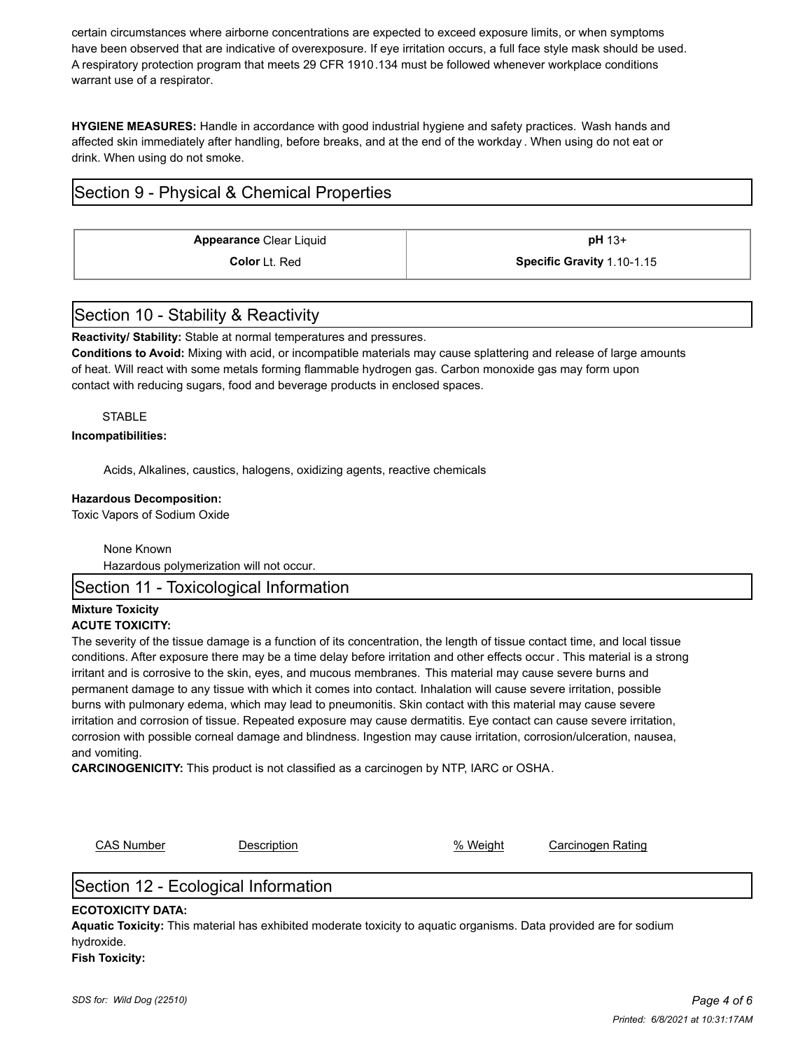certain circumstances where airborne concentrations are expected to exceed exposure limits, or when symptoms have been observed that are indicative of overexposure. If eye irritation occurs, a full face style mask should be used. A respiratory protection program that meets 29 CFR 1910.134 must be followed whenever workplace conditions warrant use of a respirator.

**HYGIENE MEASURES:** Handle in accordance with good industrial hygiene and safety practices. Wash hands and affected skin immediately after handling, before breaks, and at the end of the workday. When using do not eat or drink. When using do not smoke.

## Section 9 - Physical & Chemical Properties

| | |
|---|---|
| **Appearance** Clear Liquid | **pH** 13+ |
| **Color** Lt. Red | **Specific Gravity** 1.10-1.15 |

## Section 10 - Stability & Reactivity

**Reactivity/ Stability:** Stable at normal temperatures and pressures.

**Conditions to Avoid:** Mixing with acid, or incompatible materials may cause splattering and release of large amounts of heat. Will react with some metals forming flammable hydrogen gas. Carbon monoxide gas may form upon contact with reducing sugars, food and beverage products in enclosed spaces.

STABLE

**Incompatibilities:**

Acids, Alkalines, caustics, halogens, oxidizing agents, reactive chemicals

**Hazardous Decomposition:**

Toxic Vapors of Sodium Oxide

None Known

Hazardous polymerization will not occur.

## Section 11 - Toxicological Information

**Mixture Toxicity**

**ACUTE TOXICITY:**

The severity of the tissue damage is a function of its concentration, the length of tissue contact time, and local tissue conditions. After exposure there may be a time delay before irritation and other effects occur. This material is a strong irritant and is corrosive to the skin, eyes, and mucous membranes. This material may cause severe burns and permanent damage to any tissue with which it comes into contact. Inhalation will cause severe irritation, possible burns with pulmonary edema, which may lead to pneumonitis. Skin contact with this material may cause severe irritation and corrosion of tissue. Repeated exposure may cause dermatitis. Eye contact can cause severe irritation, corrosion with possible corneal damage and blindness. Ingestion may cause irritation, corrosion/ulceration, nausea, and vomiting.

**CARCINOGENICITY:** This product is not classified as a carcinogen by NTP, IARC or OSHA.

| CAS Number | Description | % Weight | Carcinogen Rating |
|---|---|---|---|

## Section 12 - Ecological Information

**ECOTOXICITY DATA:**

**Aquatic Toxicity:** This material has exhibited moderate toxicity to aquatic organisms. Data provided are for sodium hydroxide.

**Fish Toxicity:**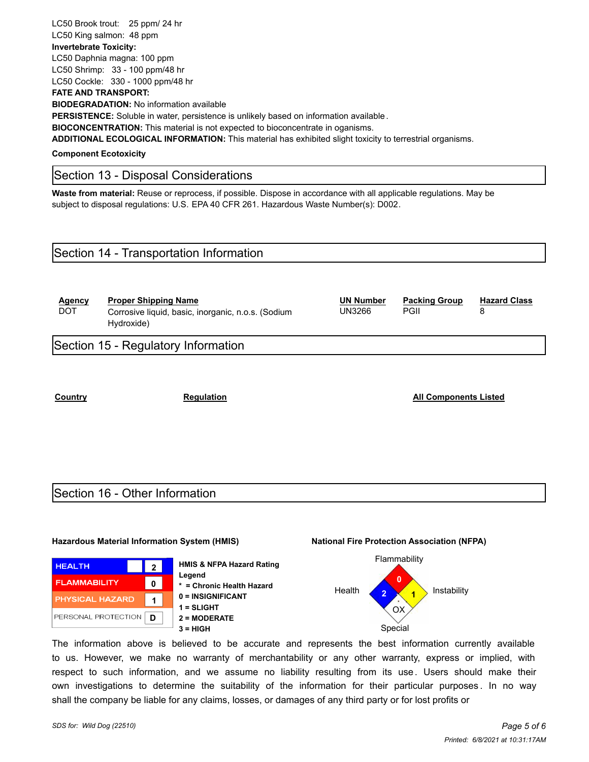LC50 Brook trout: 25 ppm/ 24 hr
LC50 King salmon: 48 ppm

**Invertebrate Toxicity:**

LC50 Daphnia magna: 100 ppm
LC50 Shrimp: 33 - 100 ppm/48 hr
LC50 Cockle: 330 - 1000 ppm/48 hr

**FATE AND TRANSPORT:**

**BIODEGRADATION:** No information available

**PERSISTENCE:** Soluble in water, persistence is unlikely based on information available.

**BIOCONCENTRATION:** This material is not expected to bioconcentrate in oganisms.

**ADDITIONAL ECOLOGICAL INFORMATION:** This material has exhibited slight toxicity to terrestrial organisms.

**Component Ecotoxicity**

## Section 13 - Disposal Considerations

**Waste from material:** Reuse or reprocess, if possible. Dispose in accordance with all applicable regulations. May be subject to disposal regulations: U.S. EPA 40 CFR 261. Hazardous Waste Number(s): D002.

## Section 14 - Transportation Information

| Agency | Proper Shipping Name | UN Number | Packing Group | Hazard Class |
|---|---|---|---|---|
| DOT | Corrosive liquid, basic, inorganic, n.o.s. (Sodium Hydroxide) | UN3266 | PGII | 8 |

## Section 15 - Regulatory Information

| Country | Regulation | All Components Listed |
|---|---|---|

## Section 16 - Other Information

**Hazardous Material Information System (HMIS)**

| | |
|---|---|
| HEALTH | 2 |
| FLAMMABILITY | 0 |
| PHYSICAL HAZARD | 1 |
| PERSONAL PROTECTION | D |

**HMIS & NFPA Hazard Rating Legend**

- **\* = Chronic Health Hazard**
- **0 = INSIGNIFICANT**
- **1 = SLIGHT**
- **2 = MODERATE**
- **3 = HIGH**

**National Fire Protection Association (NFPA)**

- Flammability: 0
- Health: 2
- Instability: 1
- Special: OX

The information above is believed to be accurate and represents the best information currently available to us. However, we make no warranty of merchantability or any other warranty, express or implied, with respect to such information, and we assume no liability resulting from its use. Users should make their own investigations to determine the suitability of the information for their particular purposes. In no way shall the company be liable for any claims, losses, or damages of any third party or for lost profits or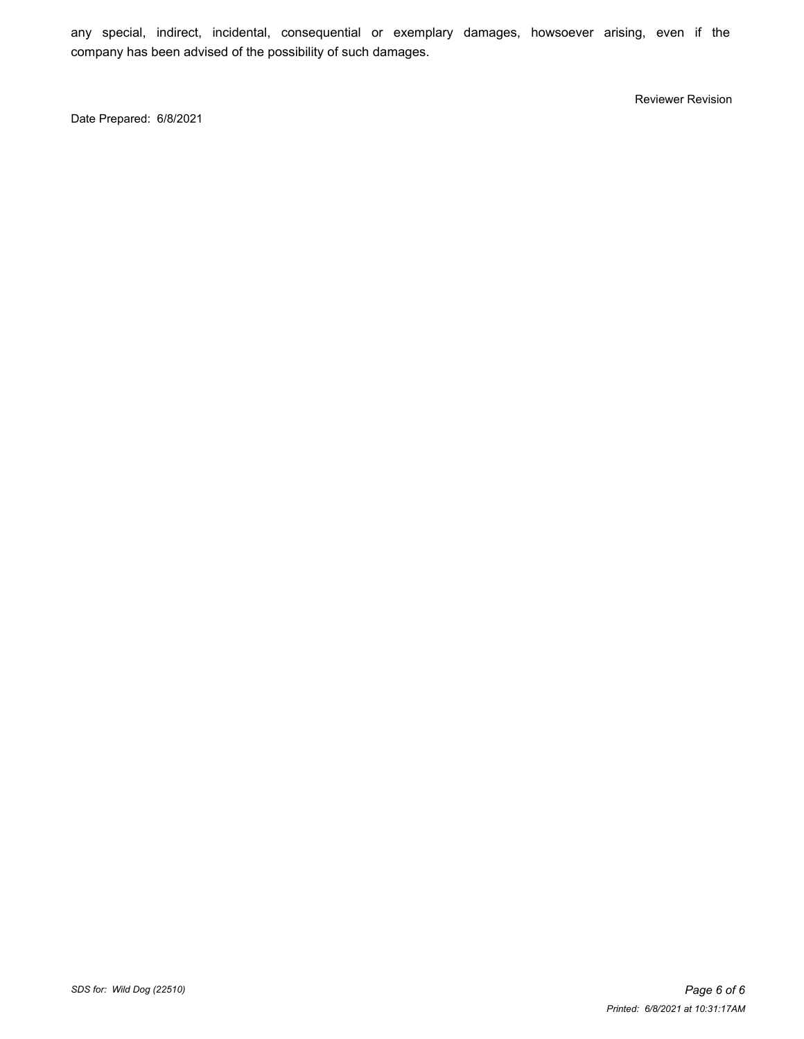any special, indirect, incidental, consequential or exemplary damages, howsoever arising, even if the company has been advised of the possibility of such damages.

Reviewer Revision

Date Prepared: 6/8/2021